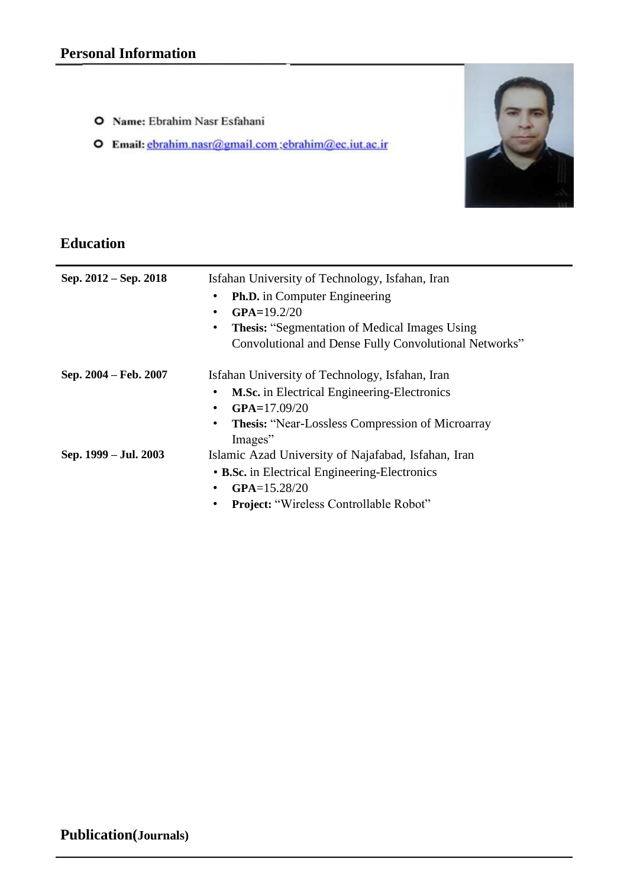## Personal Information

- **Name:** Ebrahim Nasr Esfahani
- **Email:** ebrahim.nasr@gmail.com ;ebrahim@ec.iut.ac.ir

## Education

| | |
|---|---|
| **Sep. 2012 – Sep. 2018** | Isfahan University of Technology, Isfahan, Iran<br>• **Ph.D.** in Computer Engineering<br>• **GPA=**19.2/20<br>• **Thesis:** "Segmentation of Medical Images Using Convolutional and Dense Fully Convolutional Networks" |
| **Sep. 2004 – Feb. 2007** | Isfahan University of Technology, Isfahan, Iran<br>• **M.Sc.** in Electrical Engineering-Electronics<br>• **GPA=**17.09/20<br>• **Thesis:** "Near-Lossless Compression of Microarray Images" |
| **Sep. 1999 – Jul. 2003** | Islamic Azad University of Najafabad, Isfahan, Iran<br>• **B.Sc.** in Electrical Engineering-Electronics<br>• **GPA**=15.28/20<br>• **Project:** "Wireless Controllable Robot" |

## Publication(Journals)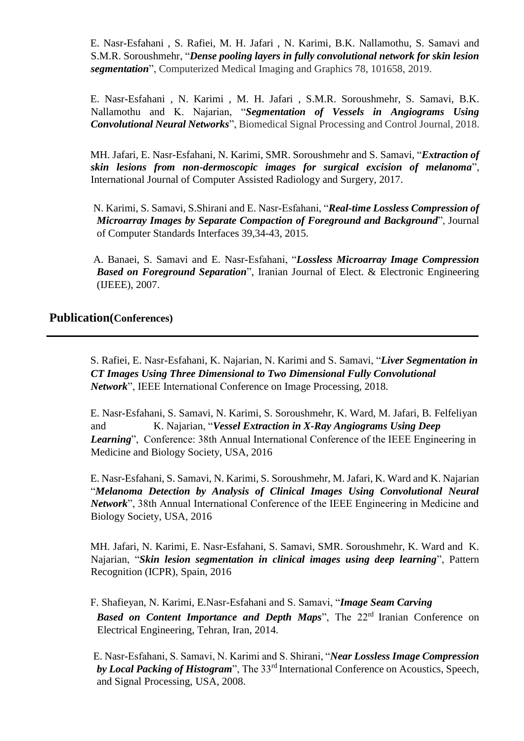E. Nasr-Esfahani , S. Rafiei, M. H. Jafari , N. Karimi, B.K. Nallamothu, S. Samavi and S.M.R. Soroushmehr, "***Dense pooling layers in fully convolutional network for skin lesion segmentation***", Computerized Medical Imaging and Graphics 78, 101658, 2019.

E. Nasr-Esfahani , N. Karimi , M. H. Jafari , S.M.R. Soroushmehr, S. Samavi, B.K. Nallamothu and K. Najarian, "***Segmentation of Vessels in Angiograms Using Convolutional Neural Networks***", Biomedical Signal Processing and Control Journal, 2018.

MH. Jafari, E. Nasr-Esfahani, N. Karimi, SMR. Soroushmehr and S. Samavi, "***Extraction of skin lesions from non-dermoscopic images for surgical excision of melanoma***", International Journal of Computer Assisted Radiology and Surgery, 2017.

N. Karimi, S. Samavi, S.Shirani and E. Nasr-Esfahani, "***Real-time Lossless Compression of Microarray Images by Separate Compaction of Foreground and Background***", Journal of Computer Standards Interfaces 39,34-43, 2015.

A. Banaei, S. Samavi and E. Nasr-Esfahani, "***Lossless Microarray Image Compression Based on Foreground Separation***", Iranian Journal of Elect. & Electronic Engineering (IJEEE), 2007.

## Publication(Conferences)

S. Rafiei, E. Nasr-Esfahani, K. Najarian, N. Karimi and S. Samavi, "***Liver Segmentation in CT Images Using Three Dimensional to Two Dimensional Fully Convolutional Network***", IEEE International Conference on Image Processing, 2018.

E. Nasr-Esfahani, S. Samavi, N. Karimi, S. Soroushmehr, K. Ward, M. Jafari, B. Felfeliyan and K. Najarian, "***Vessel Extraction in X-Ray Angiograms Using Deep Learning***", Conference: 38th Annual International Conference of the IEEE Engineering in Medicine and Biology Society, USA, 2016

E. Nasr-Esfahani, S. Samavi, N. Karimi, S. Soroushmehr, M. Jafari, K. Ward and K. Najarian "***Melanoma Detection by Analysis of Clinical Images Using Convolutional Neural Network***", 38th Annual International Conference of the IEEE Engineering in Medicine and Biology Society, USA, 2016

MH. Jafari, N. Karimi, E. Nasr-Esfahani, S. Samavi, SMR. Soroushmehr, K. Ward and K. Najarian, "***Skin lesion segmentation in clinical images using deep learning***", Pattern Recognition (ICPR), Spain, 2016

F. Shafieyan, N. Karimi, E.Nasr-Esfahani and S. Samavi, "***Image Seam Carving Based on Content Importance and Depth Maps***", The 22rd Iranian Conference on Electrical Engineering, Tehran, Iran, 2014.

E. Nasr-Esfahani, S. Samavi, N. Karimi and S. Shirani, "***Near Lossless Image Compression by Local Packing of Histogram***", The 33rd International Conference on Acoustics, Speech, and Signal Processing, USA, 2008.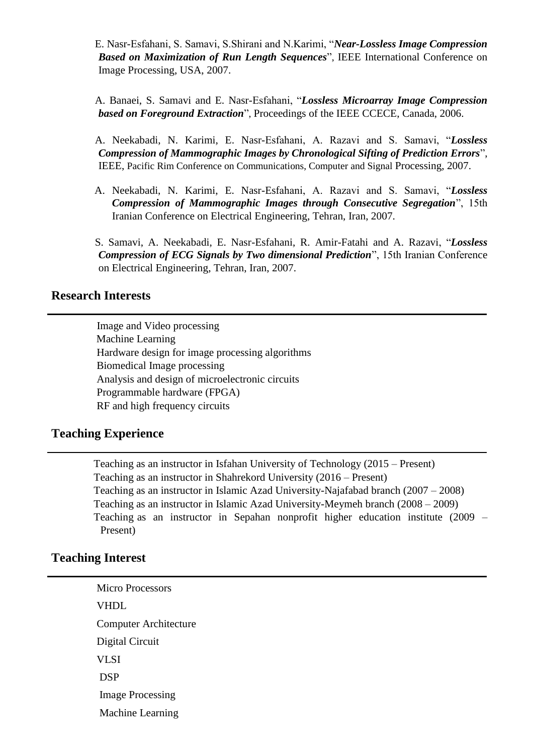E. Nasr-Esfahani, S. Samavi, S.Shirani and N.Karimi, "***Near-Lossless Image Compression Based on Maximization of Run Length Sequences***", IEEE International Conference on Image Processing, USA, 2007.

A. Banaei, S. Samavi and E. Nasr-Esfahani, "***Lossless Microarray Image Compression based on Foreground Extraction***", Proceedings of the IEEE CCECE, Canada, 2006.

A. Neekabadi, N. Karimi, E. Nasr-Esfahani, A. Razavi and S. Samavi, "***Lossless Compression of Mammographic Images by Chronological Sifting of Prediction Errors***", IEEE, Pacific Rim Conference on Communications, Computer and Signal Processing, 2007.

A. Neekabadi, N. Karimi, E. Nasr-Esfahani, A. Razavi and S. Samavi, "***Lossless Compression of Mammographic Images through Consecutive Segregation***", 15th Iranian Conference on Electrical Engineering, Tehran, Iran, 2007.

S. Samavi, A. Neekabadi, E. Nasr-Esfahani, R. Amir-Fatahi and A. Razavi, "***Lossless Compression of ECG Signals by Two dimensional Prediction***", 15th Iranian Conference on Electrical Engineering, Tehran, Iran, 2007.

## Research Interests

- Image and Video processing
- Machine Learning
- Hardware design for image processing algorithms
- Biomedical Image processing
- Analysis and design of microelectronic circuits
- Programmable hardware (FPGA)
- RF and high frequency circuits

## Teaching Experience

- Teaching as an instructor in Isfahan University of Technology (2015 – Present)
- Teaching as an instructor in Shahrekord University (2016 – Present)
- Teaching as an instructor in Islamic Azad University-Najafabad branch (2007 – 2008)
- Teaching as an instructor in Islamic Azad University-Meymeh branch (2008 – 2009)
- Teaching as an instructor in Sepahan nonprofit higher education institute (2009 – Present)

## Teaching Interest

- Micro Processors
- VHDL
- Computer Architecture
- Digital Circuit
- VLSI
- DSP
- Image Processing
- Machine Learning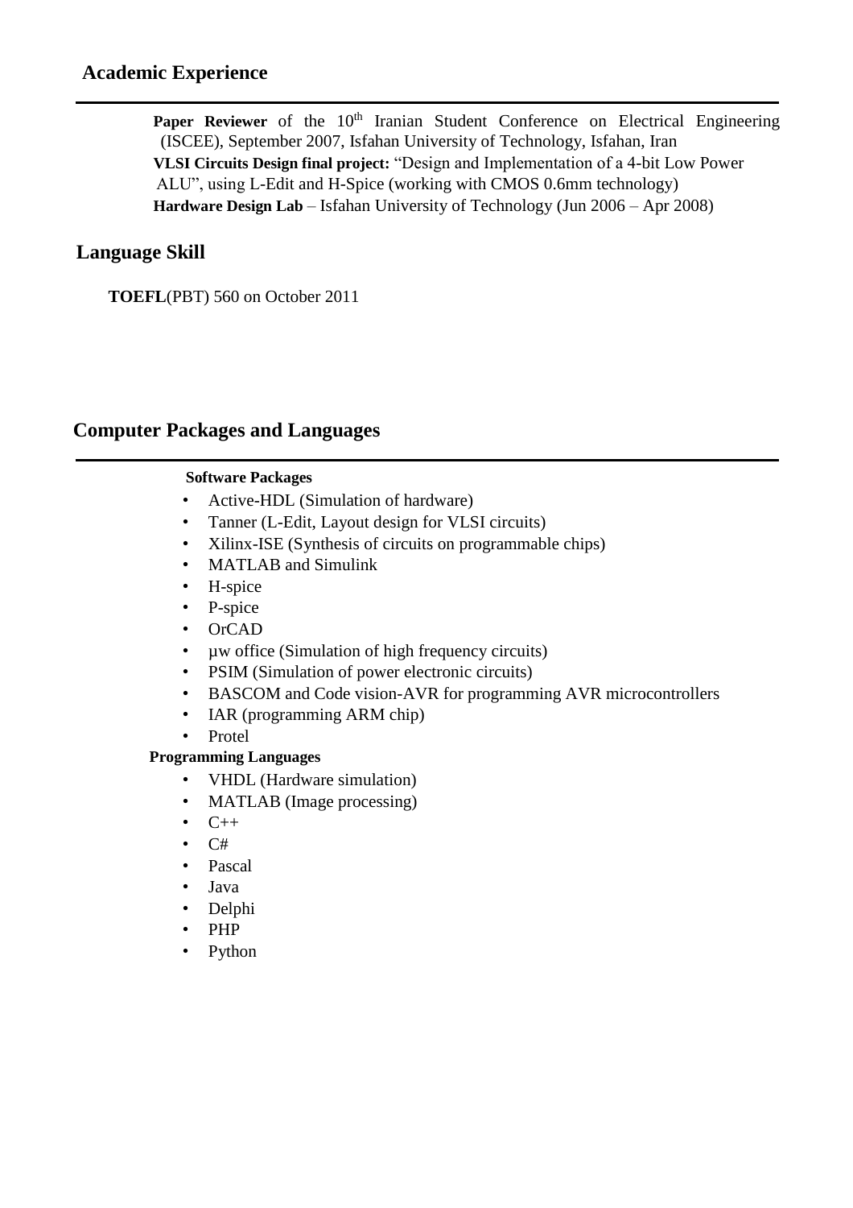## Academic Experience

**Paper Reviewer** of the 10th Iranian Student Conference on Electrical Engineering (ISCEE), September 2007, Isfahan University of Technology, Isfahan, Iran
**VLSI Circuits Design final project:** "Design and Implementation of a 4-bit Low Power ALU", using L-Edit and H-Spice (working with CMOS 0.6mm technology)
**Hardware Design Lab** – Isfahan University of Technology (Jun 2006 – Apr 2008)

## Language Skill

**TOEFL**(PBT) 560 on October 2011

## Computer Packages and Languages

**Software Packages**

- Active-HDL (Simulation of hardware)
- Tanner (L-Edit, Layout design for VLSI circuits)
- Xilinx-ISE (Synthesis of circuits on programmable chips)
- MATLAB and Simulink
- H-spice
- P-spice
- OrCAD
- µw office (Simulation of high frequency circuits)
- PSIM (Simulation of power electronic circuits)
- BASCOM and Code vision-AVR for programming AVR microcontrollers
- IAR (programming ARM chip)
- Protel

**Programming Languages**

- VHDL (Hardware simulation)
- MATLAB (Image processing)
- C++
- C#
- Pascal
- Java
- Delphi
- PHP
- Python